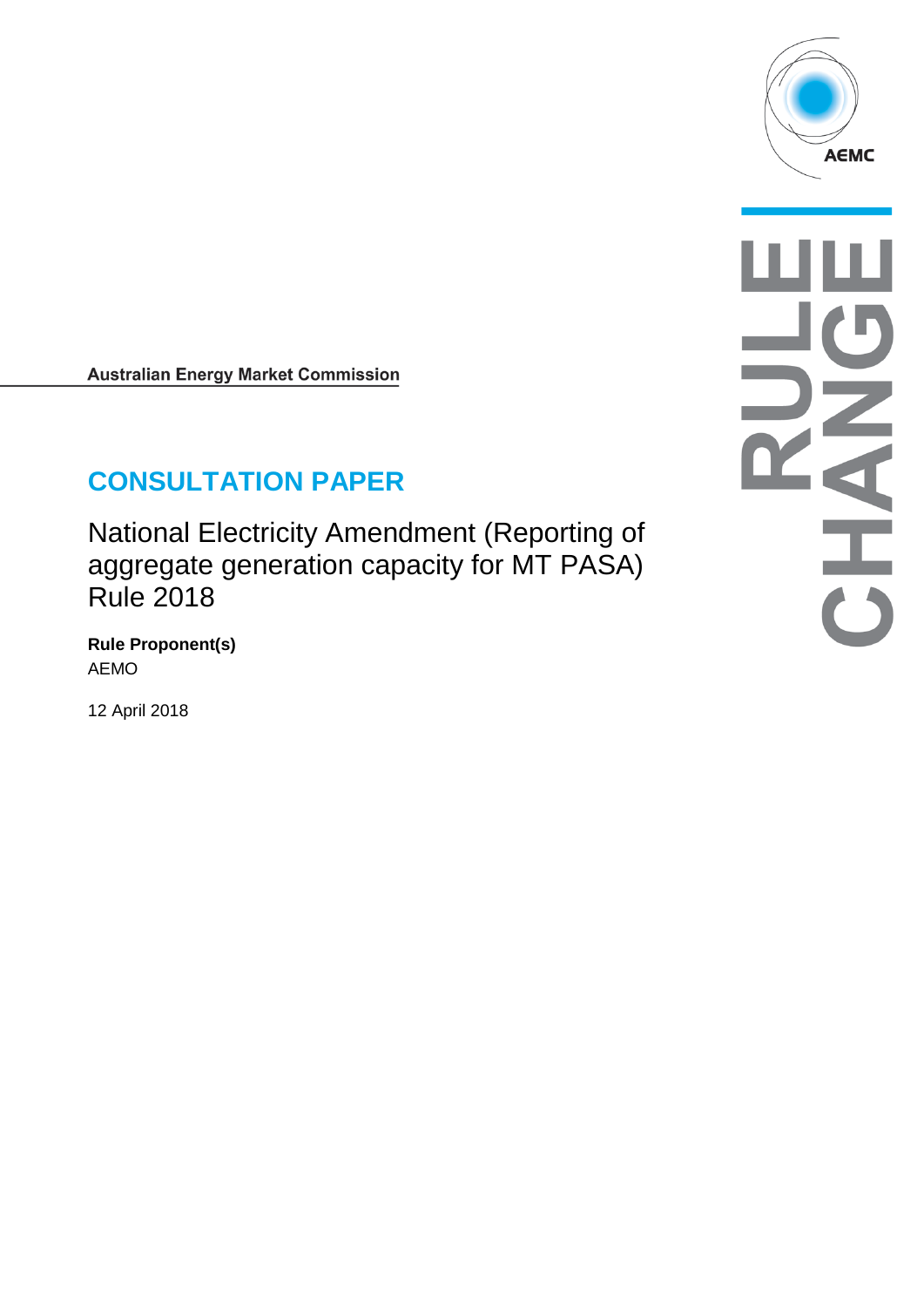Australian Energy Market Commission

# CONSULTATION PAPER

National Electricity Amendment (Reporting of aggregate generation capacity for MT PASA) Rule 2018

**Rule Proponent(s)**
AEMO

12 April 2018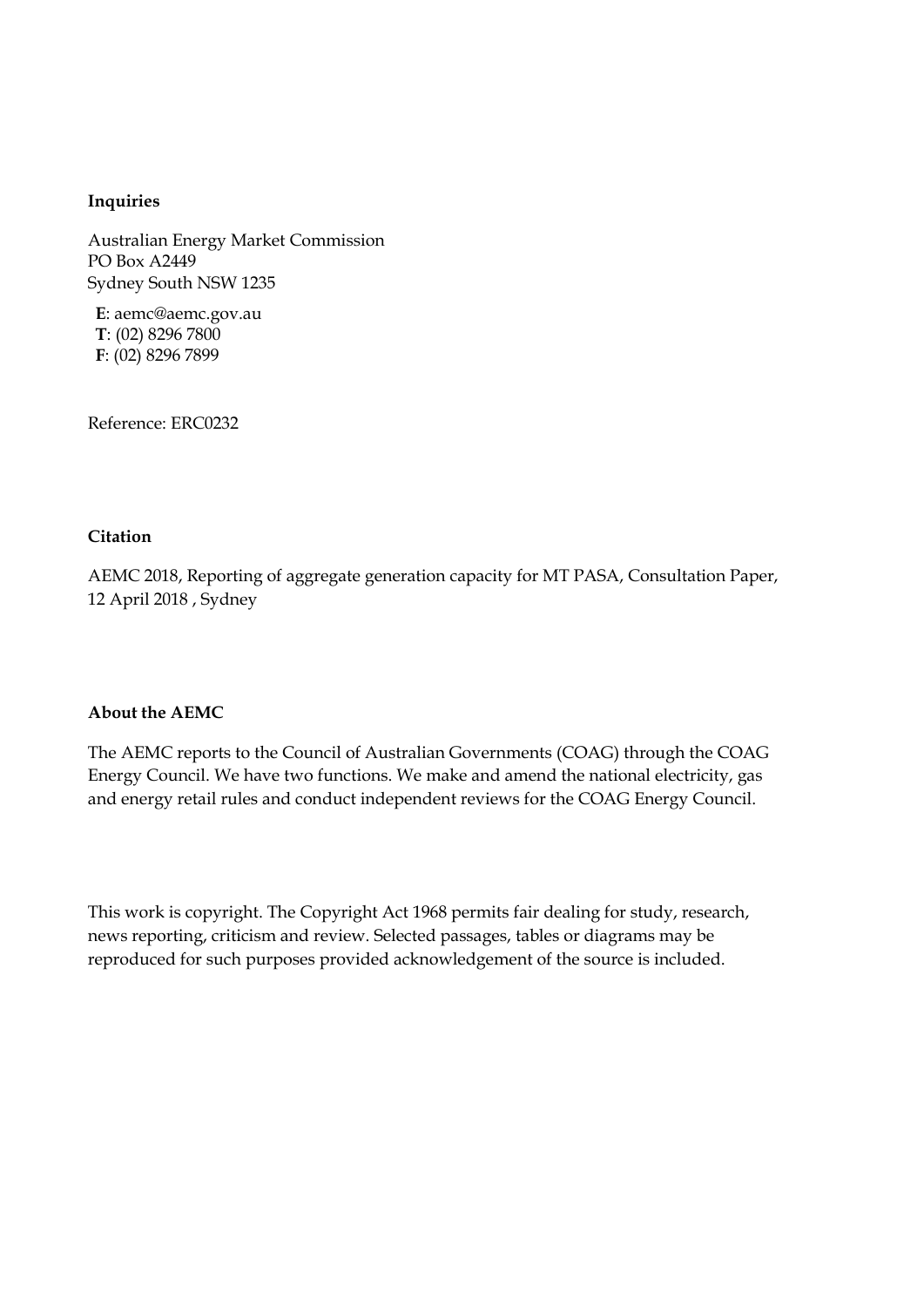**Inquiries**

Australian Energy Market Commission
PO Box A2449
Sydney South NSW 1235

**E**: aemc@aemc.gov.au
**T**: (02) 8296 7800
**F**: (02) 8296 7899

Reference: ERC0232

**Citation**

AEMC 2018, Reporting of aggregate generation capacity for MT PASA, Consultation Paper, 12 April 2018 , Sydney

**About the AEMC**

The AEMC reports to the Council of Australian Governments (COAG) through the COAG Energy Council. We have two functions. We make and amend the national electricity, gas and energy retail rules and conduct independent reviews for the COAG Energy Council.

This work is copyright. The Copyright Act 1968 permits fair dealing for study, research, news reporting, criticism and review. Selected passages, tables or diagrams may be reproduced for such purposes provided acknowledgement of the source is included.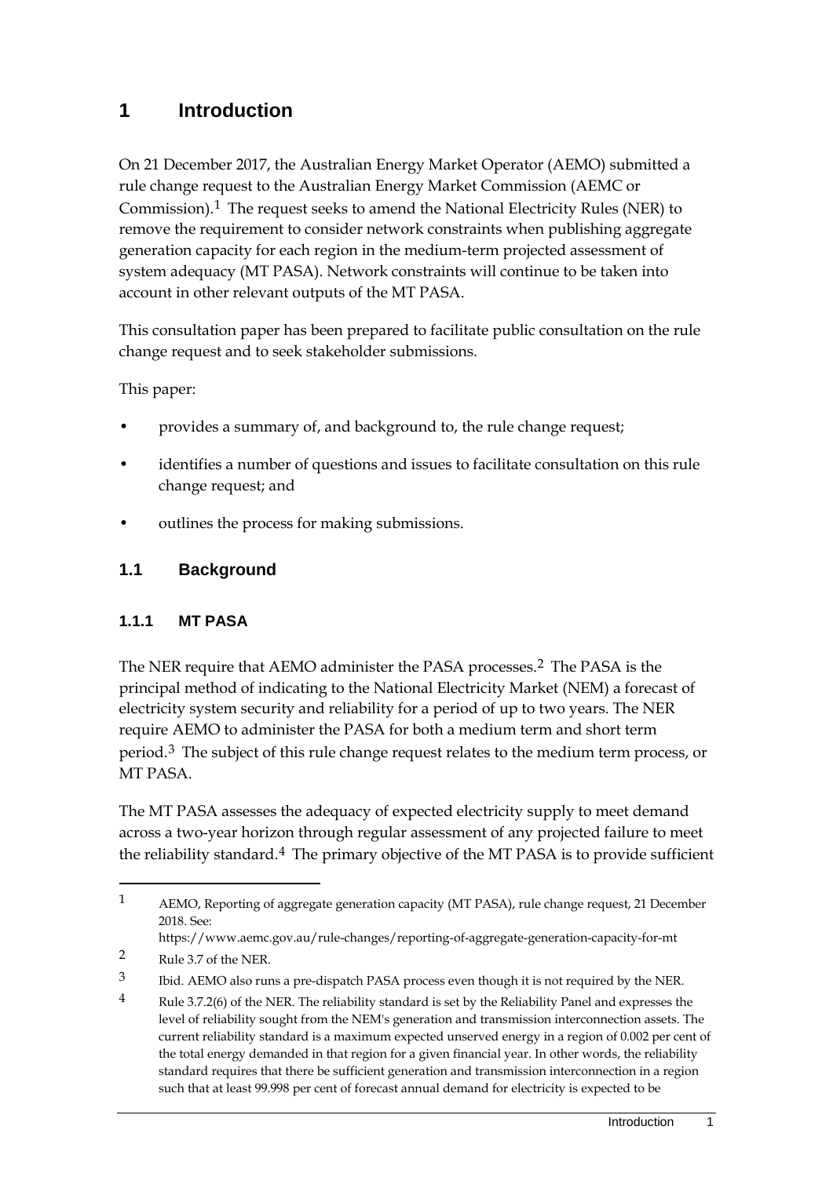# 1 Introduction

On 21 December 2017, the Australian Energy Market Operator (AEMO) submitted a rule change request to the Australian Energy Market Commission (AEMC or Commission).[1] The request seeks to amend the National Electricity Rules (NER) to remove the requirement to consider network constraints when publishing aggregate generation capacity for each region in the medium-term projected assessment of system adequacy (MT PASA). Network constraints will continue to be taken into account in other relevant outputs of the MT PASA.

This consultation paper has been prepared to facilitate public consultation on the rule change request and to seek stakeholder submissions.

This paper:

- provides a summary of, and background to, the rule change request;
- identifies a number of questions and issues to facilitate consultation on this rule change request; and
- outlines the process for making submissions.

## 1.1 Background

### 1.1.1 MT PASA

The NER require that AEMO administer the PASA processes.[2] The PASA is the principal method of indicating to the National Electricity Market (NEM) a forecast of electricity system security and reliability for a period of up to two years. The NER require AEMO to administer the PASA for both a medium term and short term period.[3] The subject of this rule change request relates to the medium term process, or MT PASA.

The MT PASA assesses the adequacy of expected electricity supply to meet demand across a two-year horizon through regular assessment of any projected failure to meet the reliability standard.[4] The primary objective of the MT PASA is to provide sufficient

---

1 AEMO, Reporting of aggregate generation capacity (MT PASA), rule change request, 21 December 2018. See: https://www.aemc.gov.au/rule-changes/reporting-of-aggregate-generation-capacity-for-mt

2 Rule 3.7 of the NER.

3 Ibid. AEMO also runs a pre-dispatch PASA process even though it is not required by the NER.

4 Rule 3.7.2(6) of the NER. The reliability standard is set by the Reliability Panel and expresses the level of reliability sought from the NEM's generation and transmission interconnection assets. The current reliability standard is a maximum expected unserved energy in a region of 0.002 per cent of the total energy demanded in that region for a given financial year. In other words, the reliability standard requires that there be sufficient generation and transmission interconnection in a region such that at least 99.998 per cent of forecast annual demand for electricity is expected to be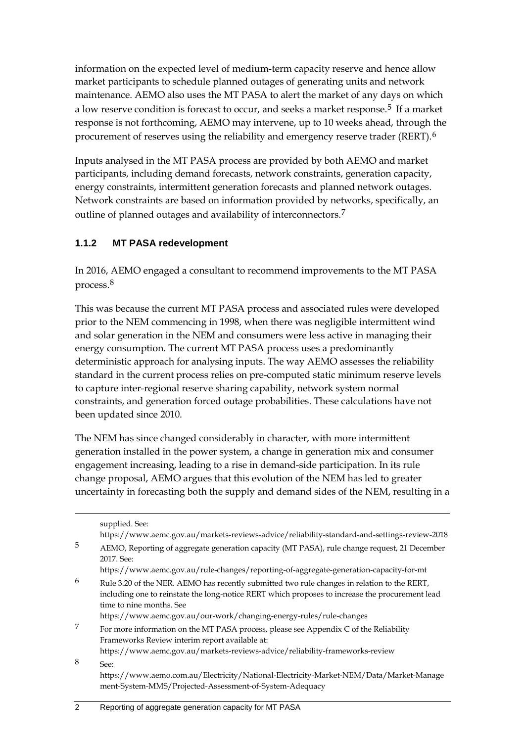information on the expected level of medium-term capacity reserve and hence allow market participants to schedule planned outages of generating units and network maintenance. AEMO also uses the MT PASA to alert the market of any days on which a low reserve condition is forecast to occur, and seeks a market response.[5] If a market response is not forthcoming, AEMO may intervene, up to 10 weeks ahead, through the procurement of reserves using the reliability and emergency reserve trader (RERT).[6]

Inputs analysed in the MT PASA process are provided by both AEMO and market participants, including demand forecasts, network constraints, generation capacity, energy constraints, intermittent generation forecasts and planned network outages. Network constraints are based on information provided by networks, specifically, an outline of planned outages and availability of interconnectors.[7]

### 1.1.2 MT PASA redevelopment

In 2016, AEMO engaged a consultant to recommend improvements to the MT PASA process.[8]

This was because the current MT PASA process and associated rules were developed prior to the NEM commencing in 1998, when there was negligible intermittent wind and solar generation in the NEM and consumers were less active in managing their energy consumption. The current MT PASA process uses a predominantly deterministic approach for analysing inputs. The way AEMO assesses the reliability standard in the current process relies on pre-computed static minimum reserve levels to capture inter-regional reserve sharing capability, network system normal constraints, and generation forced outage probabilities. These calculations have not been updated since 2010.

The NEM has since changed considerably in character, with more intermittent generation installed in the power system, a change in generation mix and consumer engagement increasing, leading to a rise in demand-side participation. In its rule change proposal, AEMO argues that this evolution of the NEM has led to greater uncertainty in forecasting both the supply and demand sides of the NEM, resulting in a

---

supplied. See: https://www.aemc.gov.au/markets-reviews-advice/reliability-standard-and-settings-review-2018

5 AEMO, Reporting of aggregate generation capacity (MT PASA), rule change request, 21 December 2017. See: https://www.aemc.gov.au/rule-changes/reporting-of-aggregate-generation-capacity-for-mt

6 Rule 3.20 of the NER. AEMO has recently submitted two rule changes in relation to the RERT, including one to reinstate the long-notice RERT which proposes to increase the procurement lead time to nine months. See https://www.aemc.gov.au/our-work/changing-energy-rules/rule-changes

7 For more information on the MT PASA process, please see Appendix C of the Reliability Frameworks Review interim report available at: https://www.aemc.gov.au/markets-reviews-advice/reliability-frameworks-review

8 See: https://www.aemo.com.au/Electricity/National-Electricity-Market-NEM/Data/Market-Management-System-MMS/Projected-Assessment-of-System-Adequacy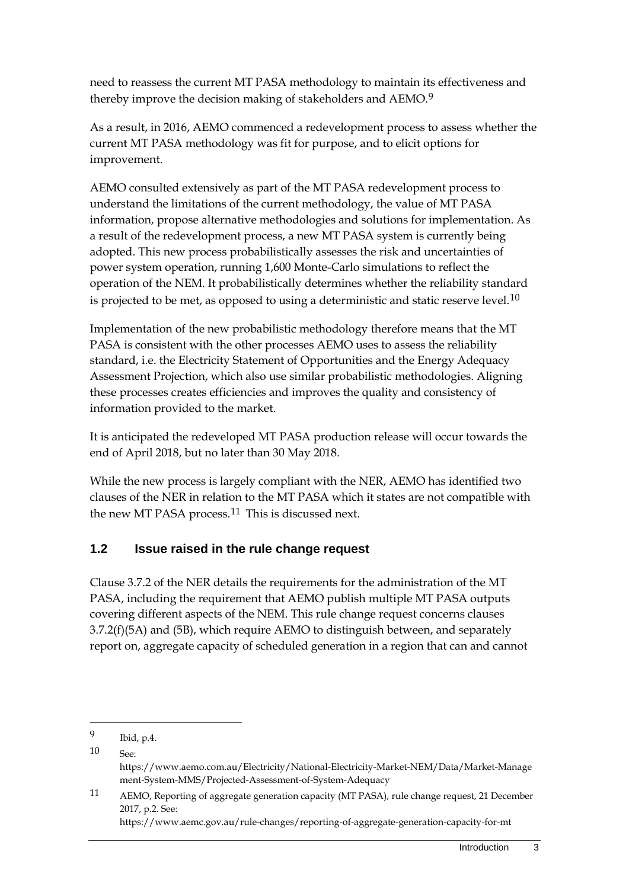need to reassess the current MT PASA methodology to maintain its effectiveness and thereby improve the decision making of stakeholders and AEMO.[9]

As a result, in 2016, AEMO commenced a redevelopment process to assess whether the current MT PASA methodology was fit for purpose, and to elicit options for improvement.

AEMO consulted extensively as part of the MT PASA redevelopment process to understand the limitations of the current methodology, the value of MT PASA information, propose alternative methodologies and solutions for implementation. As a result of the redevelopment process, a new MT PASA system is currently being adopted. This new process probabilistically assesses the risk and uncertainties of power system operation, running 1,600 Monte-Carlo simulations to reflect the operation of the NEM. It probabilistically determines whether the reliability standard is projected to be met, as opposed to using a deterministic and static reserve level.[10]

Implementation of the new probabilistic methodology therefore means that the MT PASA is consistent with the other processes AEMO uses to assess the reliability standard, i.e. the Electricity Statement of Opportunities and the Energy Adequacy Assessment Projection, which also use similar probabilistic methodologies. Aligning these processes creates efficiencies and improves the quality and consistency of information provided to the market.

It is anticipated the redeveloped MT PASA production release will occur towards the end of April 2018, but no later than 30 May 2018.

While the new process is largely compliant with the NER, AEMO has identified two clauses of the NER in relation to the MT PASA which it states are not compatible with the new MT PASA process.[11] This is discussed next.

## 1.2 Issue raised in the rule change request

Clause 3.7.2 of the NER details the requirements for the administration of the MT PASA, including the requirement that AEMO publish multiple MT PASA outputs covering different aspects of the NEM. This rule change request concerns clauses 3.7.2(f)(5A) and (5B), which require AEMO to distinguish between, and separately report on, aggregate capacity of scheduled generation in a region that can and cannot

---

9 Ibid, p.4.

10 See: https://www.aemo.com.au/Electricity/National-Electricity-Market-NEM/Data/Market-Management-System-MMS/Projected-Assessment-of-System-Adequacy

11 AEMO, Reporting of aggregate generation capacity (MT PASA), rule change request, 21 December 2017, p.2. See: https://www.aemc.gov.au/rule-changes/reporting-of-aggregate-generation-capacity-for-mt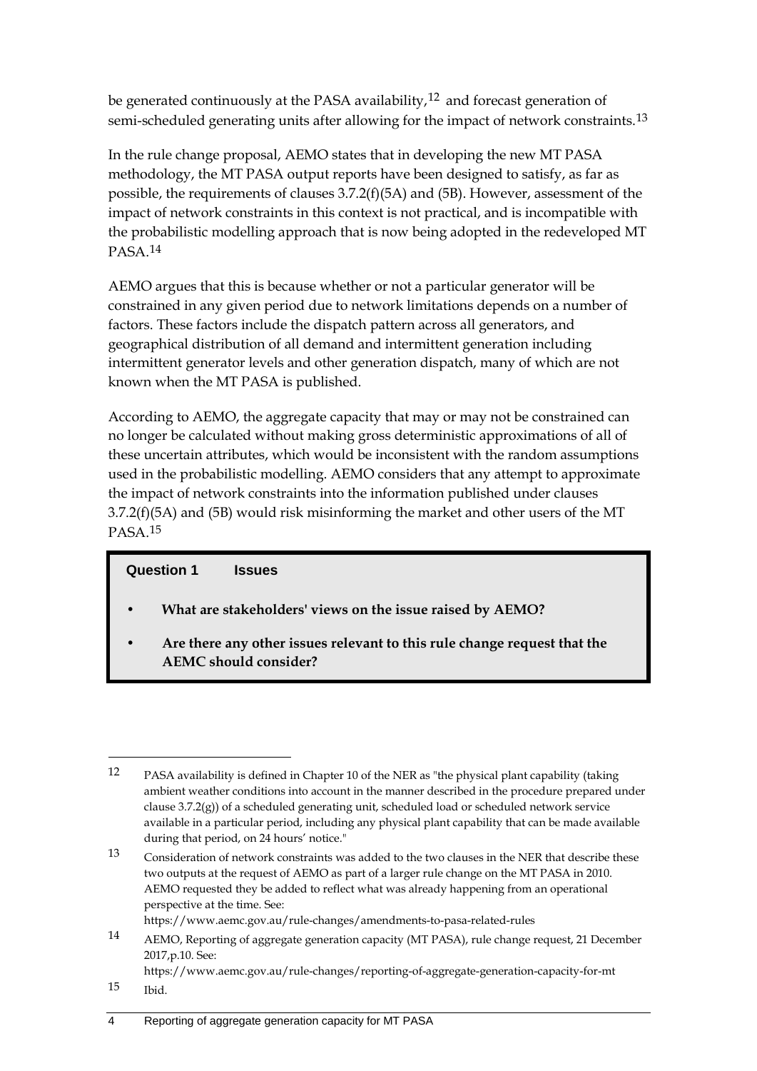be generated continuously at the PASA availability,[12] and forecast generation of semi-scheduled generating units after allowing for the impact of network constraints.[13]

In the rule change proposal, AEMO states that in developing the new MT PASA methodology, the MT PASA output reports have been designed to satisfy, as far as possible, the requirements of clauses 3.7.2(f)(5A) and (5B). However, assessment of the impact of network constraints in this context is not practical, and is incompatible with the probabilistic modelling approach that is now being adopted in the redeveloped MT PASA.[14]

AEMO argues that this is because whether or not a particular generator will be constrained in any given period due to network limitations depends on a number of factors. These factors include the dispatch pattern across all generators, and geographical distribution of all demand and intermittent generation including intermittent generator levels and other generation dispatch, many of which are not known when the MT PASA is published.

According to AEMO, the aggregate capacity that may or may not be constrained can no longer be calculated without making gross deterministic approximations of all of these uncertain attributes, which would be inconsistent with the random assumptions used in the probabilistic modelling. AEMO considers that any attempt to approximate the impact of network constraints into the information published under clauses 3.7.2(f)(5A) and (5B) would risk misinforming the market and other users of the MT PASA.[15]

**Question 1 Issues**

- **What are stakeholders' views on the issue raised by AEMO?**
- **Are there any other issues relevant to this rule change request that the AEMC should consider?**

---

12 PASA availability is defined in Chapter 10 of the NER as "the physical plant capability (taking ambient weather conditions into account in the manner described in the procedure prepared under clause 3.7.2(g)) of a scheduled generating unit, scheduled load or scheduled network service available in a particular period, including any physical plant capability that can be made available during that period, on 24 hours' notice."

13 Consideration of network constraints was added to the two clauses in the NER that describe these two outputs at the request of AEMO as part of a larger rule change on the MT PASA in 2010. AEMO requested they be added to reflect what was already happening from an operational perspective at the time. See: https://www.aemc.gov.au/rule-changes/amendments-to-pasa-related-rules

14 AEMO, Reporting of aggregate generation capacity (MT PASA), rule change request, 21 December 2017,p.10. See: https://www.aemc.gov.au/rule-changes/reporting-of-aggregate-generation-capacity-for-mt

15 Ibid.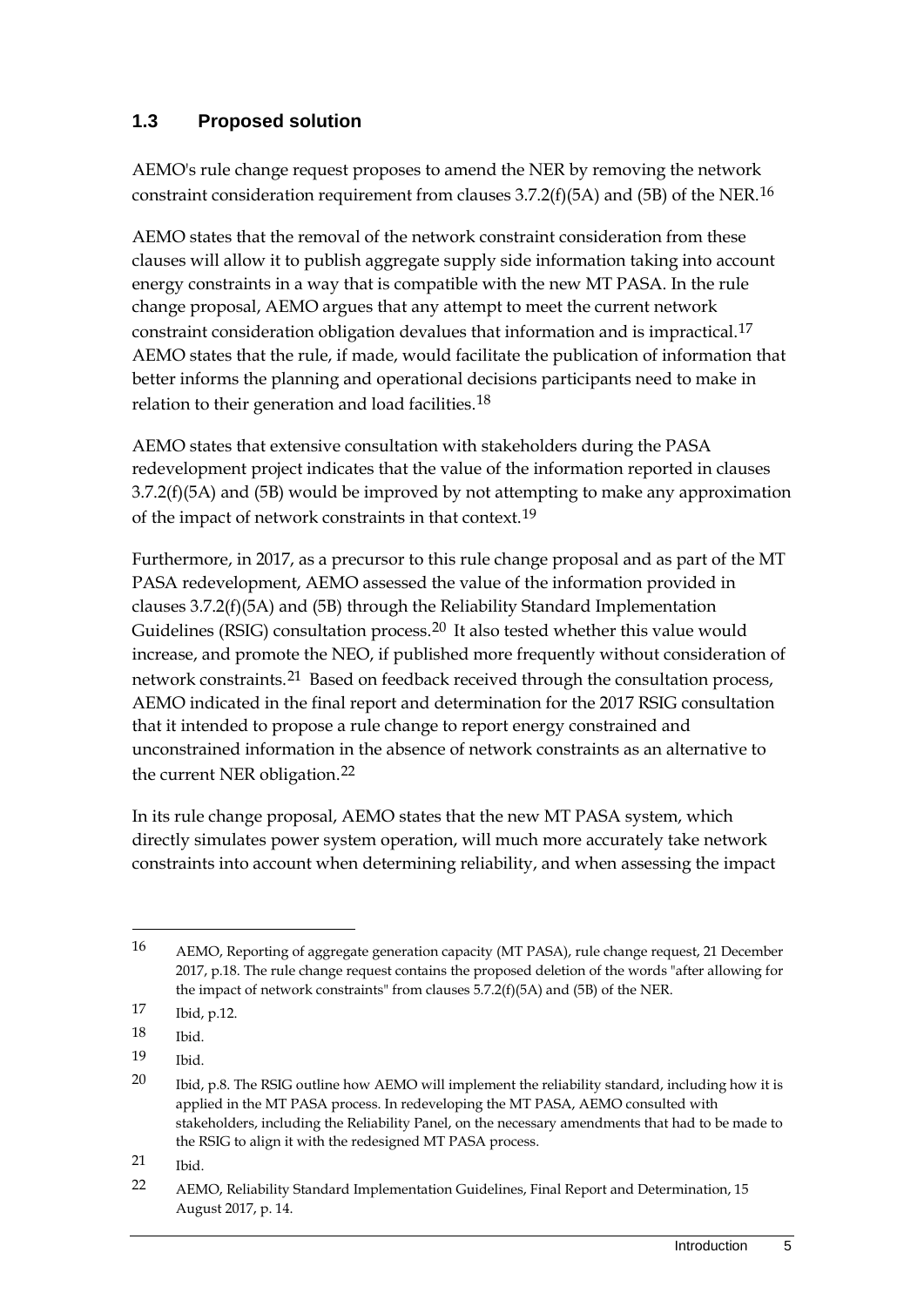## 1.3 Proposed solution

AEMO's rule change request proposes to amend the NER by removing the network constraint consideration requirement from clauses 3.7.2(f)(5A) and (5B) of the NER.[16]

AEMO states that the removal of the network constraint consideration from these clauses will allow it to publish aggregate supply side information taking into account energy constraints in a way that is compatible with the new MT PASA. In the rule change proposal, AEMO argues that any attempt to meet the current network constraint consideration obligation devalues that information and is impractical.[17] AEMO states that the rule, if made, would facilitate the publication of information that better informs the planning and operational decisions participants need to make in relation to their generation and load facilities.[18]

AEMO states that extensive consultation with stakeholders during the PASA redevelopment project indicates that the value of the information reported in clauses 3.7.2(f)(5A) and (5B) would be improved by not attempting to make any approximation of the impact of network constraints in that context.[19]

Furthermore, in 2017, as a precursor to this rule change proposal and as part of the MT PASA redevelopment, AEMO assessed the value of the information provided in clauses 3.7.2(f)(5A) and (5B) through the Reliability Standard Implementation Guidelines (RSIG) consultation process.[20] It also tested whether this value would increase, and promote the NEO, if published more frequently without consideration of network constraints.[21] Based on feedback received through the consultation process, AEMO indicated in the final report and determination for the 2017 RSIG consultation that it intended to propose a rule change to report energy constrained and unconstrained information in the absence of network constraints as an alternative to the current NER obligation.[22]

In its rule change proposal, AEMO states that the new MT PASA system, which directly simulates power system operation, will much more accurately take network constraints into account when determining reliability, and when assessing the impact

---

16 AEMO, Reporting of aggregate generation capacity (MT PASA), rule change request, 21 December 2017, p.18. The rule change request contains the proposed deletion of the words "after allowing for the impact of network constraints" from clauses 5.7.2(f)(5A) and (5B) of the NER.

17 Ibid, p.12.

18 Ibid.

19 Ibid.

20 Ibid, p.8. The RSIG outline how AEMO will implement the reliability standard, including how it is applied in the MT PASA process. In redeveloping the MT PASA, AEMO consulted with stakeholders, including the Reliability Panel, on the necessary amendments that had to be made to the RSIG to align it with the redesigned MT PASA process.

21 Ibid.

22 AEMO, Reliability Standard Implementation Guidelines, Final Report and Determination, 15 August 2017, p. 14.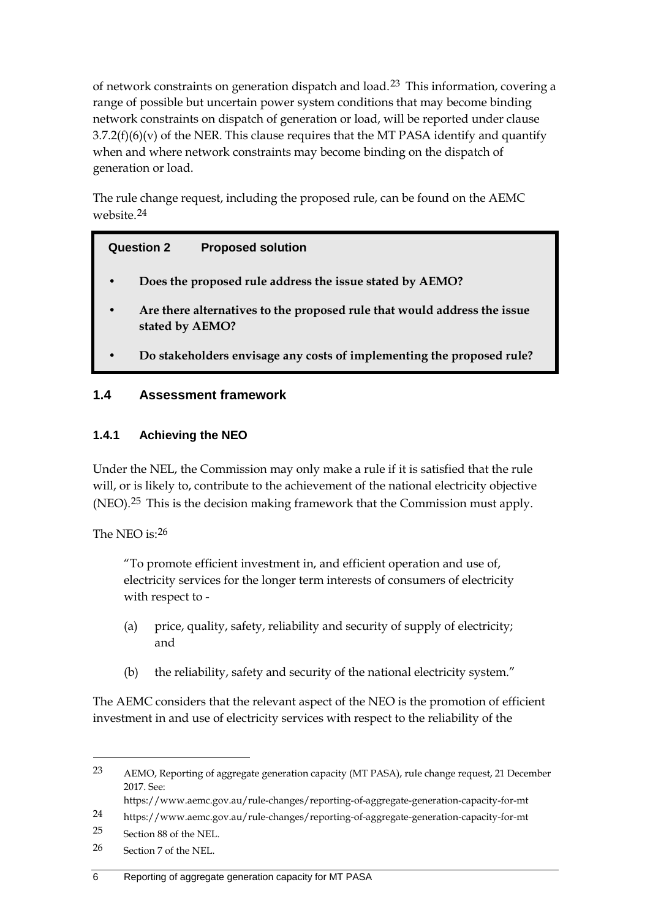of network constraints on generation dispatch and load.[23] This information, covering a range of possible but uncertain power system conditions that may become binding network constraints on dispatch of generation or load, will be reported under clause 3.7.2(f)(6)(v) of the NER. This clause requires that the MT PASA identify and quantify when and where network constraints may become binding on the dispatch of generation or load.

The rule change request, including the proposed rule, can be found on the AEMC website.[24]

> **Question 2 Proposed solution**
>
> - **Does the proposed rule address the issue stated by AEMO?**
> - **Are there alternatives to the proposed rule that would address the issue stated by AEMO?**
> - **Do stakeholders envisage any costs of implementing the proposed rule?**

## 1.4 Assessment framework

### 1.4.1 Achieving the NEO

Under the NEL, the Commission may only make a rule if it is satisfied that the rule will, or is likely to, contribute to the achievement of the national electricity objective (NEO).[25] This is the decision making framework that the Commission must apply.

The NEO is:[26]

> "To promote efficient investment in, and efficient operation and use of, electricity services for the longer term interests of consumers of electricity with respect to -
>
> (a) price, quality, safety, reliability and security of supply of electricity; and
>
> (b) the reliability, safety and security of the national electricity system."

The AEMC considers that the relevant aspect of the NEO is the promotion of efficient investment in and use of electricity services with respect to the reliability of the

---

[23] AEMO, Reporting of aggregate generation capacity (MT PASA), rule change request, 21 December 2017. See: https://www.aemc.gov.au/rule-changes/reporting-of-aggregate-generation-capacity-for-mt

[24] https://www.aemc.gov.au/rule-changes/reporting-of-aggregate-generation-capacity-for-mt

[25] Section 88 of the NEL.

[26] Section 7 of the NEL.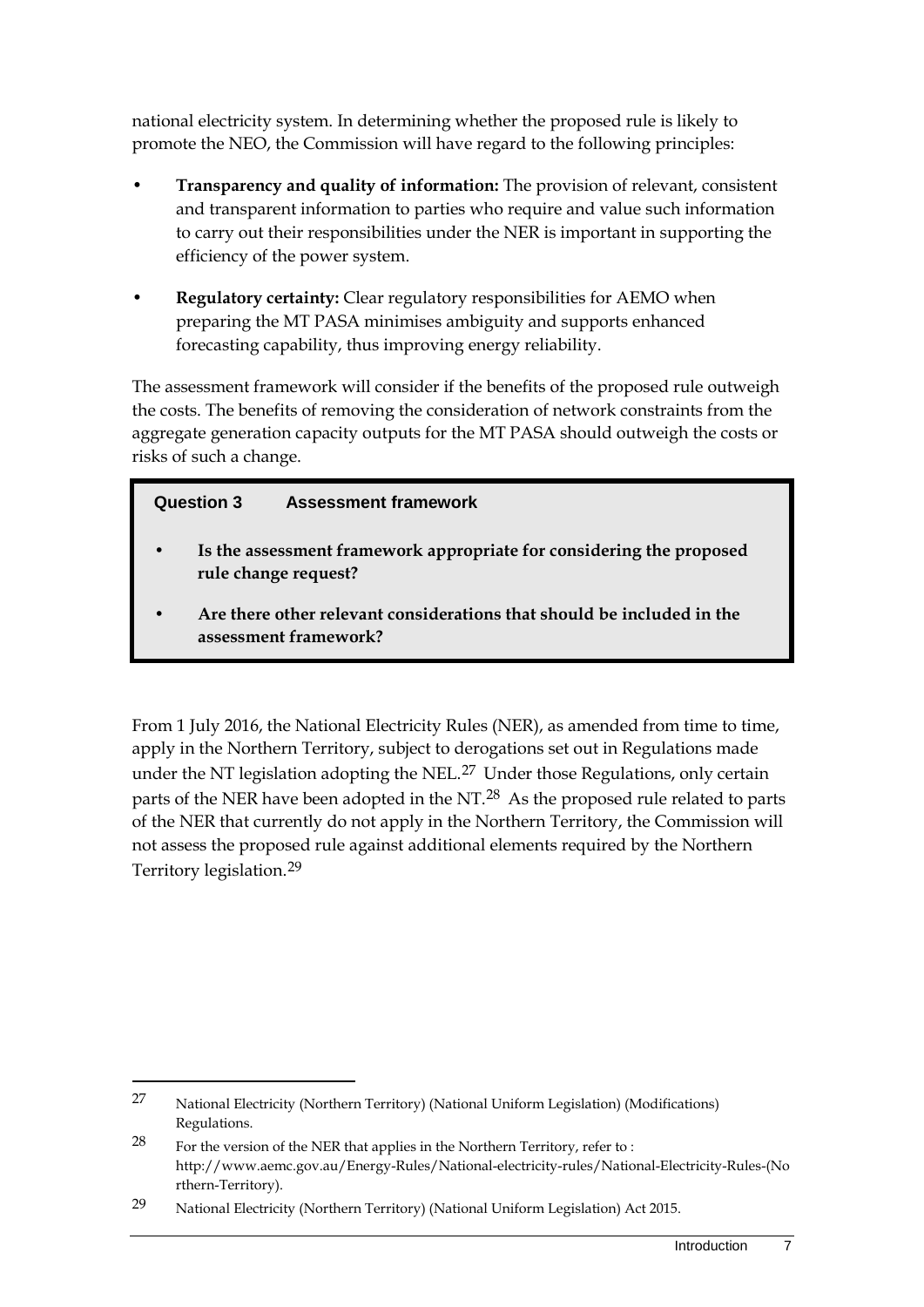national electricity system. In determining whether the proposed rule is likely to promote the NEO, the Commission will have regard to the following principles:

- **Transparency and quality of information:** The provision of relevant, consistent and transparent information to parties who require and value such information to carry out their responsibilities under the NER is important in supporting the efficiency of the power system.
- **Regulatory certainty:** Clear regulatory responsibilities for AEMO when preparing the MT PASA minimises ambiguity and supports enhanced forecasting capability, thus improving energy reliability.

The assessment framework will consider if the benefits of the proposed rule outweigh the costs. The benefits of removing the consideration of network constraints from the aggregate generation capacity outputs for the MT PASA should outweigh the costs or risks of such a change.

> **Question 3 Assessment framework**
>
> - **Is the assessment framework appropriate for considering the proposed rule change request?**
> - **Are there other relevant considerations that should be included in the assessment framework?**

From 1 July 2016, the National Electricity Rules (NER), as amended from time to time, apply in the Northern Territory, subject to derogations set out in Regulations made under the NT legislation adopting the NEL.[27] Under those Regulations, only certain parts of the NER have been adopted in the NT.[28] As the proposed rule related to parts of the NER that currently do not apply in the Northern Territory, the Commission will not assess the proposed rule against additional elements required by the Northern Territory legislation.[29]

---

27 National Electricity (Northern Territory) (National Uniform Legislation) (Modifications) Regulations.

28 For the version of the NER that applies in the Northern Territory, refer to : http://www.aemc.gov.au/Energy-Rules/National-electricity-rules/National-Electricity-Rules-(Northern-Territory).

29 National Electricity (Northern Territory) (National Uniform Legislation) Act 2015.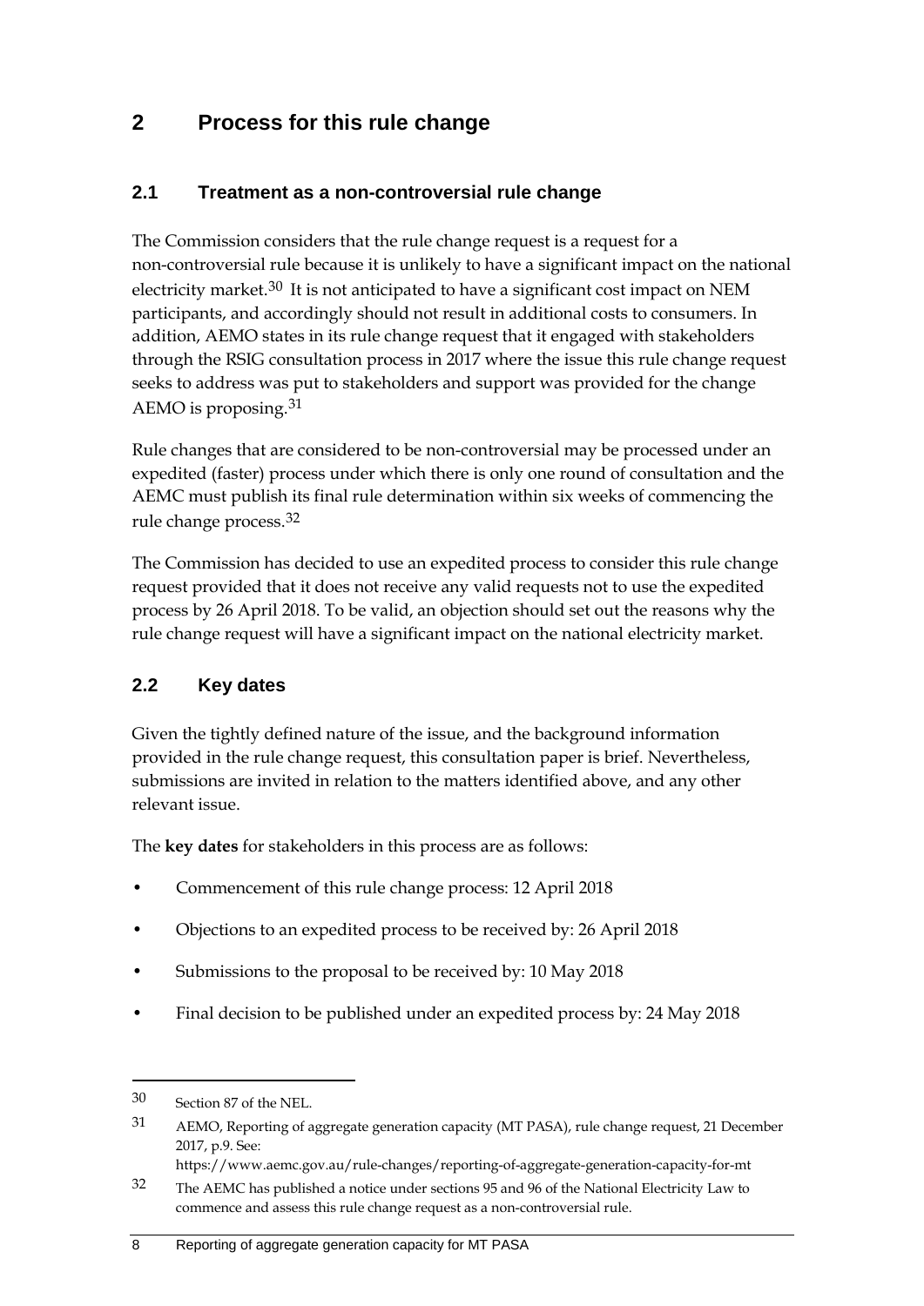# 2 Process for this rule change

## 2.1 Treatment as a non-controversial rule change

The Commission considers that the rule change request is a request for a non-controversial rule because it is unlikely to have a significant impact on the national electricity market.[30] It is not anticipated to have a significant cost impact on NEM participants, and accordingly should not result in additional costs to consumers. In addition, AEMO states in its rule change request that it engaged with stakeholders through the RSIG consultation process in 2017 where the issue this rule change request seeks to address was put to stakeholders and support was provided for the change AEMO is proposing.[31]

Rule changes that are considered to be non-controversial may be processed under an expedited (faster) process under which there is only one round of consultation and the AEMC must publish its final rule determination within six weeks of commencing the rule change process.[32]

The Commission has decided to use an expedited process to consider this rule change request provided that it does not receive any valid requests not to use the expedited process by 26 April 2018. To be valid, an objection should set out the reasons why the rule change request will have a significant impact on the national electricity market.

## 2.2 Key dates

Given the tightly defined nature of the issue, and the background information provided in the rule change request, this consultation paper is brief. Nevertheless, submissions are invited in relation to the matters identified above, and any other relevant issue.

The **key dates** for stakeholders in this process are as follows:

- Commencement of this rule change process: 12 April 2018
- Objections to an expedited process to be received by: 26 April 2018
- Submissions to the proposal to be received by: 10 May 2018
- Final decision to be published under an expedited process by: 24 May 2018

---

30 Section 87 of the NEL.

31 AEMO, Reporting of aggregate generation capacity (MT PASA), rule change request, 21 December 2017, p.9. See: https://www.aemc.gov.au/rule-changes/reporting-of-aggregate-generation-capacity-for-mt

32 The AEMC has published a notice under sections 95 and 96 of the National Electricity Law to commence and assess this rule change request as a non-controversial rule.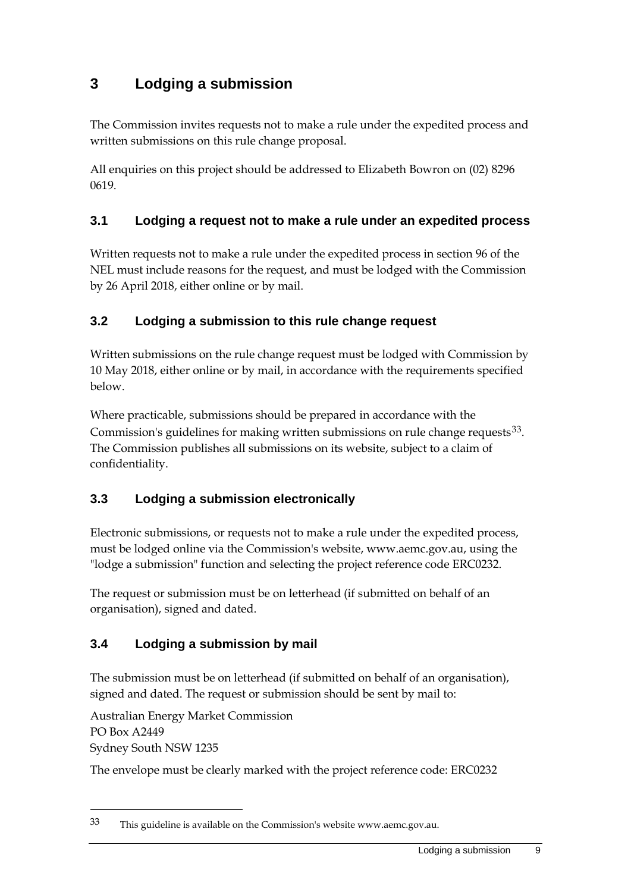# 3 Lodging a submission

The Commission invites requests not to make a rule under the expedited process and written submissions on this rule change proposal.

All enquiries on this project should be addressed to Elizabeth Bowron on (02) 8296 0619.

## 3.1 Lodging a request not to make a rule under an expedited process

Written requests not to make a rule under the expedited process in section 96 of the NEL must include reasons for the request, and must be lodged with the Commission by 26 April 2018, either online or by mail.

## 3.2 Lodging a submission to this rule change request

Written submissions on the rule change request must be lodged with Commission by 10 May 2018, either online or by mail, in accordance with the requirements specified below.

Where practicable, submissions should be prepared in accordance with the Commission's guidelines for making written submissions on rule change requests[33]. The Commission publishes all submissions on its website, subject to a claim of confidentiality.

## 3.3 Lodging a submission electronically

Electronic submissions, or requests not to make a rule under the expedited process, must be lodged online via the Commission's website, www.aemc.gov.au, using the "lodge a submission" function and selecting the project reference code ERC0232.

The request or submission must be on letterhead (if submitted on behalf of an organisation), signed and dated.

## 3.4 Lodging a submission by mail

The submission must be on letterhead (if submitted on behalf of an organisation), signed and dated. The request or submission should be sent by mail to:

Australian Energy Market Commission
PO Box A2449
Sydney South NSW 1235

The envelope must be clearly marked with the project reference code: ERC0232

---

33 This guideline is available on the Commission's website www.aemc.gov.au.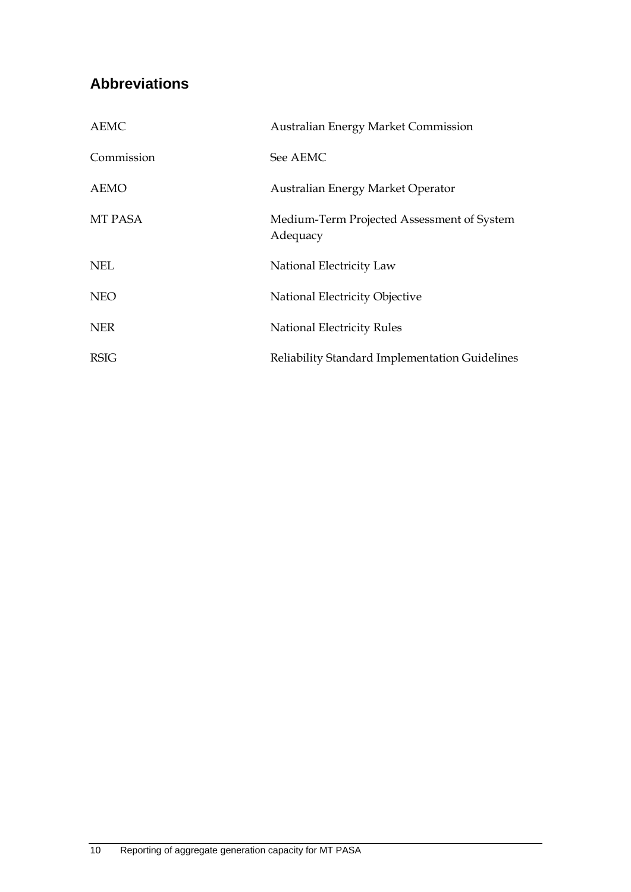## Abbreviations

| | |
|---|---|
| AEMC | Australian Energy Market Commission |
| Commission | See AEMC |
| AEMO | Australian Energy Market Operator |
| MT PASA | Medium-Term Projected Assessment of System Adequacy |
| NEL | National Electricity Law |
| NEO | National Electricity Objective |
| NER | National Electricity Rules |
| RSIG | Reliability Standard Implementation Guidelines |